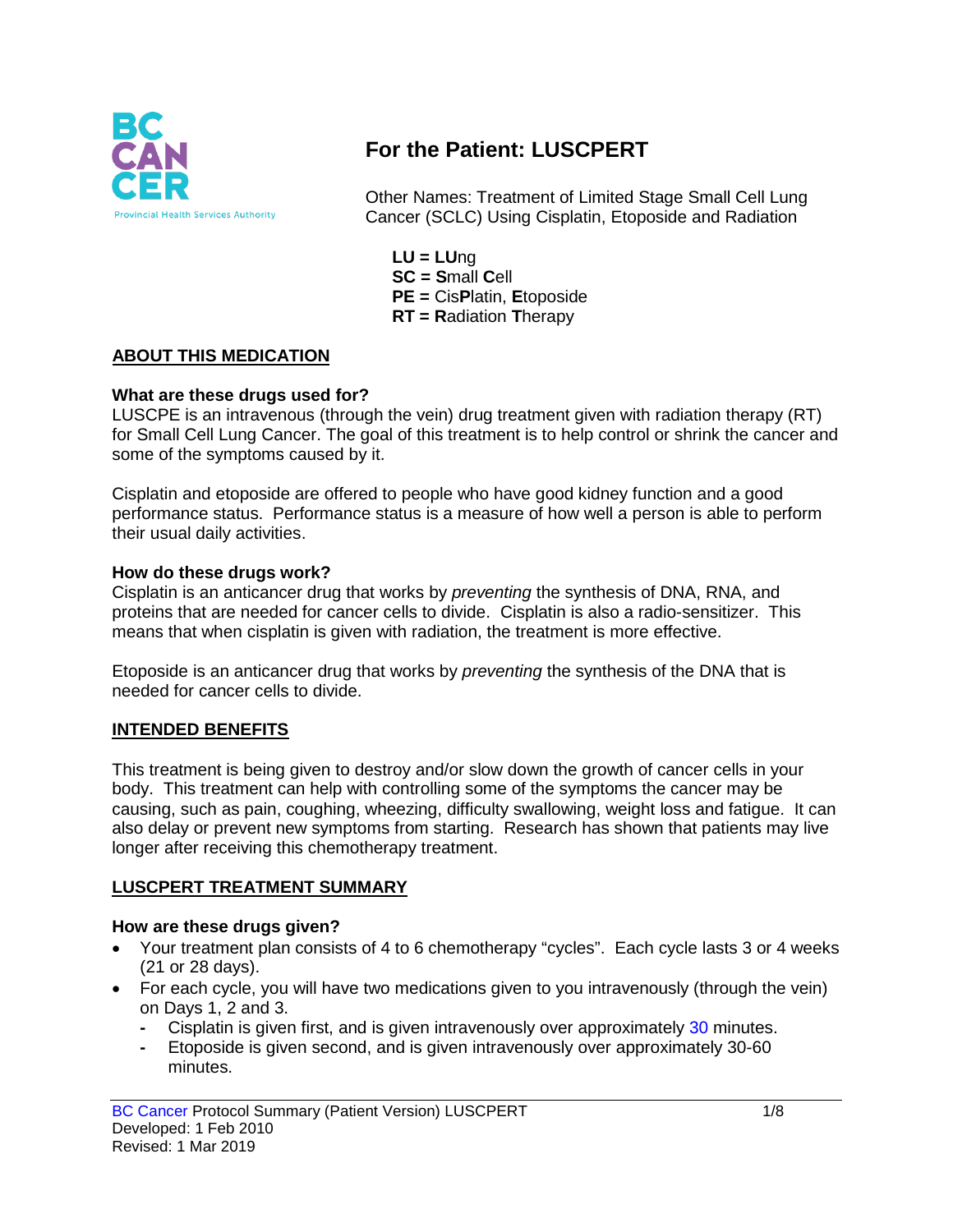# For the Patient: LUSCPERT

Other Names: Treatment of Limited Stage Small Cell Lung Cancer (SCLC) Using Cisplatin, Etoposide and Radiation

**LU = LU**ng
**SC = S**mall **C**ell
**PE =** Cis**P**latin, **E**toposide
**RT = R**adiation **T**herapy

## ABOUT THIS MEDICATION

### What are these drugs used for?

LUSCPE is an intravenous (through the vein) drug treatment given with radiation therapy (RT) for Small Cell Lung Cancer. The goal of this treatment is to help control or shrink the cancer and some of the symptoms caused by it.

Cisplatin and etoposide are offered to people who have good kidney function and a good performance status. Performance status is a measure of how well a person is able to perform their usual daily activities.

### How do these drugs work?

Cisplatin is an anticancer drug that works by *preventing* the synthesis of DNA, RNA, and proteins that are needed for cancer cells to divide. Cisplatin is also a radio-sensitizer. This means that when cisplatin is given with radiation, the treatment is more effective.

Etoposide is an anticancer drug that works by *preventing* the synthesis of the DNA that is needed for cancer cells to divide.

## INTENDED BENEFITS

This treatment is being given to destroy and/or slow down the growth of cancer cells in your body. This treatment can help with controlling some of the symptoms the cancer may be causing, such as pain, coughing, wheezing, difficulty swallowing, weight loss and fatigue. It can also delay or prevent new symptoms from starting. Research has shown that patients may live longer after receiving this chemotherapy treatment.

## LUSCPERT TREATMENT SUMMARY

### How are these drugs given?

- Your treatment plan consists of 4 to 6 chemotherapy "cycles". Each cycle lasts 3 or 4 weeks (21 or 28 days).
- For each cycle, you will have two medications given to you intravenously (through the vein) on Days 1, 2 and 3.
  - Cisplatin is given first, and is given intravenously over approximately 30 minutes.
  - Etoposide is given second, and is given intravenously over approximately 30-60 minutes.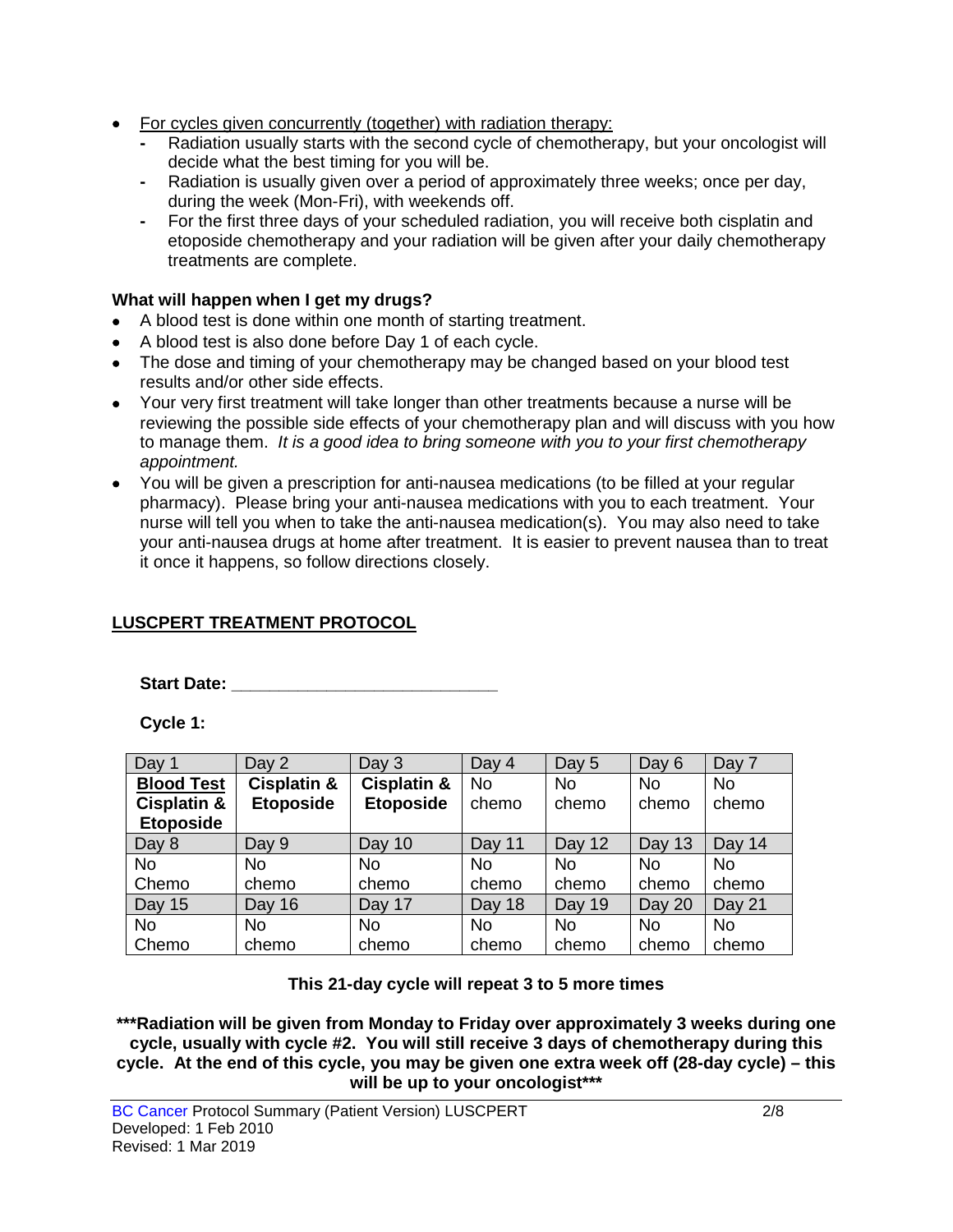- <u>For cycles given concurrently (together) with radiation therapy:</u>
  - Radiation usually starts with the second cycle of chemotherapy, but your oncologist will decide what the best timing for you will be.
  - Radiation is usually given over a period of approximately three weeks; once per day, during the week (Mon-Fri), with weekends off.
  - For the first three days of your scheduled radiation, you will receive both cisplatin and etoposide chemotherapy and your radiation will be given after your daily chemotherapy treatments are complete.

**What will happen when I get my drugs?**

- A blood test is done within one month of starting treatment.
- A blood test is also done before Day 1 of each cycle.
- The dose and timing of your chemotherapy may be changed based on your blood test results and/or other side effects.
- Your very first treatment will take longer than other treatments because a nurse will be reviewing the possible side effects of your chemotherapy plan and will discuss with you how to manage them. *It is a good idea to bring someone with you to your first chemotherapy appointment.*
- You will be given a prescription for anti-nausea medications (to be filled at your regular pharmacy). Please bring your anti-nausea medications with you to each treatment. Your nurse will tell you when to take the anti-nausea medication(s). You may also need to take your anti-nausea drugs at home after treatment. It is easier to prevent nausea than to treat it once it happens, so follow directions closely.

## <u>LUSCPERT TREATMENT PROTOCOL</u>

**Start Date: \_\_\_\_\_\_\_\_\_\_\_\_\_\_\_\_\_\_\_\_\_\_\_\_\_\_\_\_\_\_**

**Cycle 1:**

| Day 1 | Day 2 | Day 3 | Day 4 | Day 5 | Day 6 | Day 7 |
|---|---|---|---|---|---|---|
| **<u>Blood Test</u> Cisplatin & Etoposide** | **Cisplatin & Etoposide** | **Cisplatin & Etoposide** | No chemo | No chemo | No chemo | No chemo |
| Day 8 | Day 9 | Day 10 | Day 11 | Day 12 | Day 13 | Day 14 |
| No Chemo | No chemo | No chemo | No chemo | No chemo | No chemo | No chemo |
| Day 15 | Day 16 | Day 17 | Day 18 | Day 19 | Day 20 | Day 21 |
| No Chemo | No chemo | No chemo | No chemo | No chemo | No chemo | No chemo |

**This 21-day cycle will repeat 3 to 5 more times**

**\*\*\*Radiation will be given from Monday to Friday over approximately 3 weeks during one cycle, usually with cycle #2. You will still receive 3 days of chemotherapy during this cycle. At the end of this cycle, you may be given one extra week off (28-day cycle) – this will be up to your oncologist\*\*\***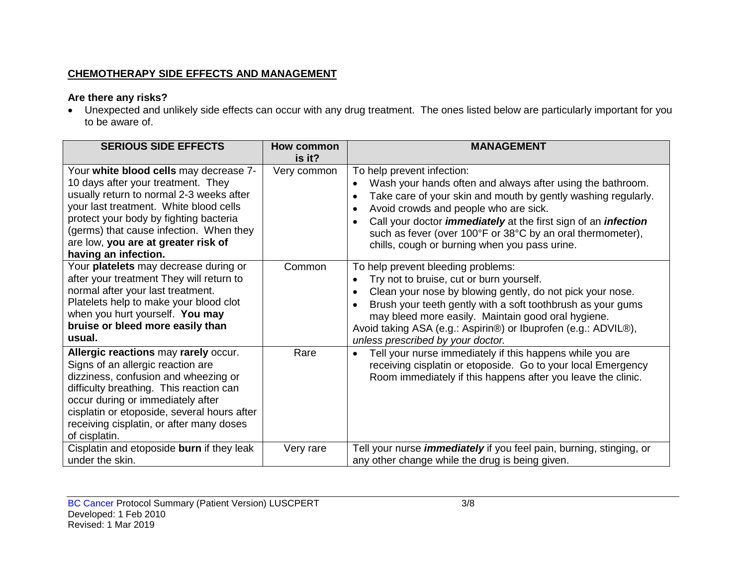**CHEMOTHERAPY SIDE EFFECTS AND MANAGEMENT**

**Are there any risks?**

- Unexpected and unlikely side effects can occur with any drug treatment. The ones listed below are particularly important for you to be aware of.

| SERIOUS SIDE EFFECTS | How common is it? | MANAGEMENT |
|---|---|---|
| Your **white blood cells** may decrease 7-10 days after your treatment. They usually return to normal 2-3 weeks after your last treatment. White blood cells protect your body by fighting bacteria (germs) that cause infection. When they are low, **you are at greater risk of having an infection.** | Very common | To help prevent infection:<br>• Wash your hands often and always after using the bathroom.<br>• Take care of your skin and mouth by gently washing regularly.<br>• Avoid crowds and people who are sick.<br>• Call your doctor ***immediately*** at the first sign of an ***infection*** such as fever (over 100°F or 38°C by an oral thermometer), chills, cough or burning when you pass urine. |
| Your **platelets** may decrease during or after your treatment They will return to normal after your last treatment. Platelets help to make your blood clot when you hurt yourself. **You may bruise or bleed more easily than usual.** | Common | To help prevent bleeding problems:<br>• Try not to bruise, cut or burn yourself.<br>• Clean your nose by blowing gently, do not pick your nose.<br>• Brush your teeth gently with a soft toothbrush as your gums may bleed more easily. Maintain good oral hygiene.<br>Avoid taking ASA (e.g.: Aspirin®) or Ibuprofen (e.g.: ADVIL®), *unless prescribed by your doctor.* |
| **Allergic reactions** may **rarely** occur. Signs of an allergic reaction are dizziness, confusion and wheezing or difficulty breathing. This reaction can occur during or immediately after cisplatin or etoposide, several hours after receiving cisplatin, or after many doses of cisplatin. | Rare | • Tell your nurse immediately if this happens while you are receiving cisplatin or etoposide. Go to your local Emergency Room immediately if this happens after you leave the clinic. |
| Cisplatin and etoposide **burn** if they leak under the skin. | Very rare | Tell your nurse ***immediately*** if you feel pain, burning, stinging, or any other change while the drug is being given. |

BC Cancer Protocol Summary (Patient Version) LUSCPERT
Developed: 1 Feb 2010
Revised: 1 Mar 2019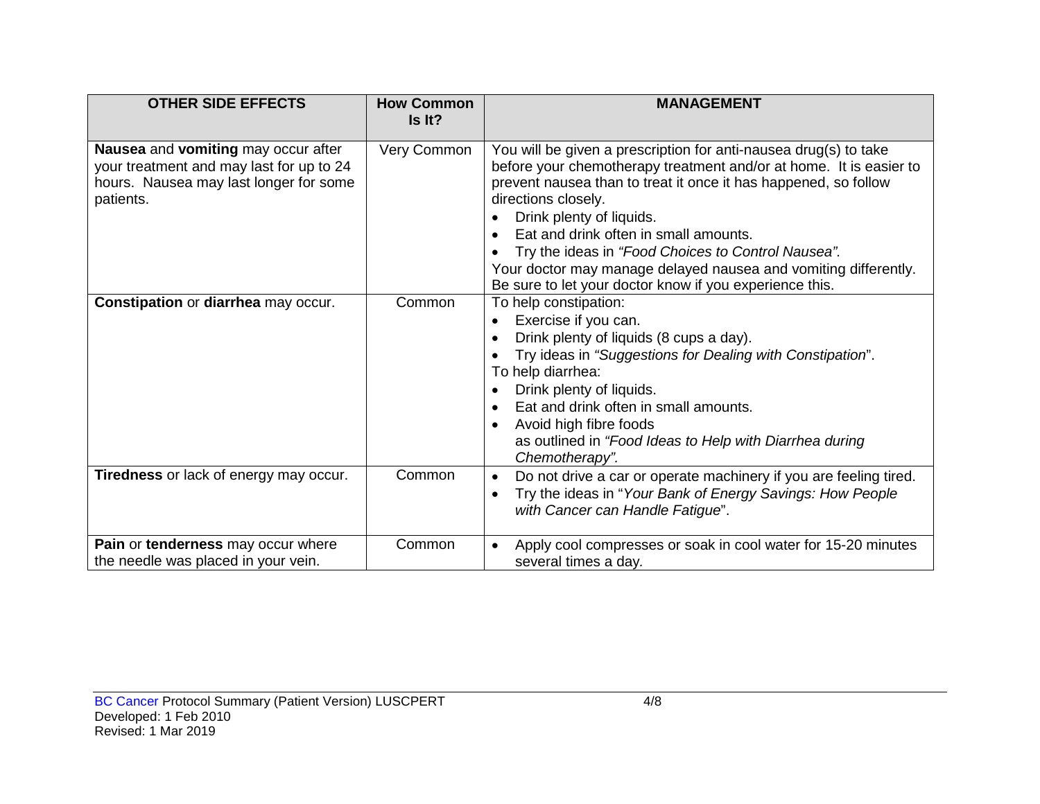| OTHER SIDE EFFECTS | How Common Is It? | MANAGEMENT |
|---|---|---|
| **Nausea** and **vomiting** may occur after your treatment and may last for up to 24 hours. Nausea may last longer for some patients. | Very Common | You will be given a prescription for anti-nausea drug(s) to take before your chemotherapy treatment and/or at home. It is easier to prevent nausea than to treat it once it has happened, so follow directions closely.<br>• Drink plenty of liquids.<br>• Eat and drink often in small amounts.<br>• Try the ideas in *"Food Choices to Control Nausea"*.<br>Your doctor may manage delayed nausea and vomiting differently. Be sure to let your doctor know if you experience this. |
| **Constipation** or **diarrhea** may occur. | Common | To help constipation:<br>• Exercise if you can.<br>• Drink plenty of liquids (8 cups a day).<br>• Try ideas in *"Suggestions for Dealing with Constipation*".<br>To help diarrhea:<br>• Drink plenty of liquids.<br>• Eat and drink often in small amounts.<br>• Avoid high fibre foods as outlined in *"Food Ideas to Help with Diarrhea during Chemotherapy".* |
| **Tiredness** or lack of energy may occur. | Common | • Do not drive a car or operate machinery if you are feeling tired.<br>• Try the ideas in "*Your Bank of Energy Savings: How People with Cancer can Handle Fatigue*". |
| **Pain** or **tenderness** may occur where the needle was placed in your vein. | Common | • Apply cool compresses or soak in cool water for 15-20 minutes several times a day. |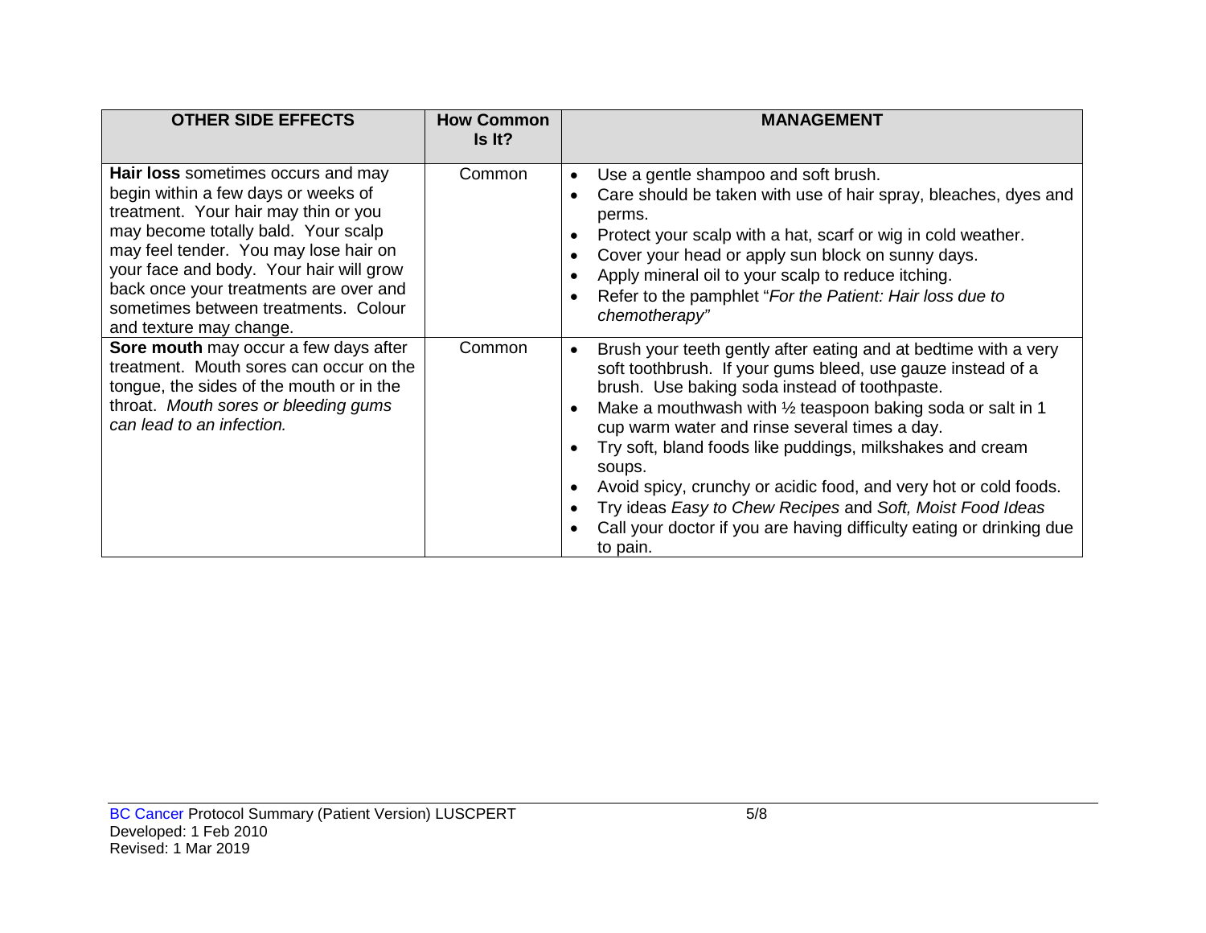| OTHER SIDE EFFECTS | How Common Is It? | MANAGEMENT |
|---|---|---|
| **Hair loss** sometimes occurs and may begin within a few days or weeks of treatment. Your hair may thin or you may become totally bald. Your scalp may feel tender. You may lose hair on your face and body. Your hair will grow back once your treatments are over and sometimes between treatments. Colour and texture may change. | Common | • Use a gentle shampoo and soft brush.<br>• Care should be taken with use of hair spray, bleaches, dyes and perms.<br>• Protect your scalp with a hat, scarf or wig in cold weather.<br>• Cover your head or apply sun block on sunny days.<br>• Apply mineral oil to your scalp to reduce itching.<br>• Refer to the pamphlet "*For the Patient: Hair loss due to chemotherapy"* |
| **Sore mouth** may occur a few days after treatment. Mouth sores can occur on the tongue, the sides of the mouth or in the throat. *Mouth sores or bleeding gums can lead to an infection.* | Common | • Brush your teeth gently after eating and at bedtime with a very soft toothbrush. If your gums bleed, use gauze instead of a brush. Use baking soda instead of toothpaste.<br>• Make a mouthwash with ½ teaspoon baking soda or salt in 1 cup warm water and rinse several times a day.<br>• Try soft, bland foods like puddings, milkshakes and cream soups.<br>• Avoid spicy, crunchy or acidic food, and very hot or cold foods.<br>• Try ideas *Easy to Chew Recipes* and *Soft, Moist Food Ideas*<br>• Call your doctor if you are having difficulty eating or drinking due to pain. |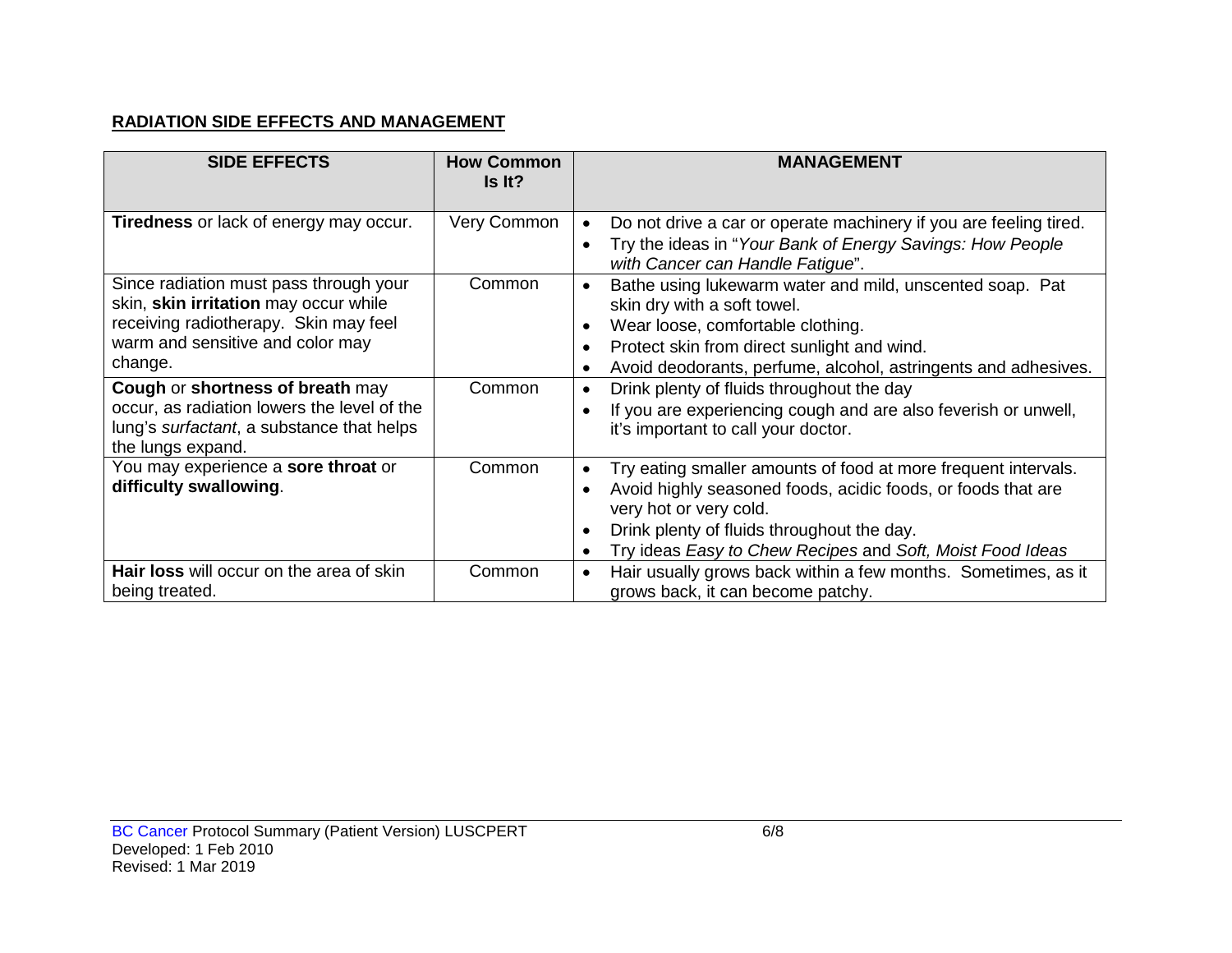**RADIATION SIDE EFFECTS AND MANAGEMENT**

| SIDE EFFECTS | How Common Is It? | MANAGEMENT |
|---|---|---|
| **Tiredness** or lack of energy may occur. | Very Common | • Do not drive a car or operate machinery if you are feeling tired.<br>• Try the ideas in "*Your Bank of Energy Savings: How People with Cancer can Handle Fatigue*". |
| Since radiation must pass through your skin, **skin irritation** may occur while receiving radiotherapy. Skin may feel warm and sensitive and color may change. | Common | • Bathe using lukewarm water and mild, unscented soap. Pat skin dry with a soft towel.<br>• Wear loose, comfortable clothing.<br>• Protect skin from direct sunlight and wind.<br>• Avoid deodorants, perfume, alcohol, astringents and adhesives. |
| **Cough** or **shortness of breath** may occur, as radiation lowers the level of the lung's *surfactant*, a substance that helps the lungs expand. | Common | • Drink plenty of fluids throughout the day<br>• If you are experiencing cough and are also feverish or unwell, it's important to call your doctor. |
| You may experience a **sore throat** or **difficulty swallowing**. | Common | • Try eating smaller amounts of food at more frequent intervals.<br>• Avoid highly seasoned foods, acidic foods, or foods that are very hot or very cold.<br>• Drink plenty of fluids throughout the day.<br>• Try ideas *Easy to Chew Recipes* and *Soft, Moist Food Ideas* |
| **Hair loss** will occur on the area of skin being treated. | Common | • Hair usually grows back within a few months. Sometimes, as it grows back, it can become patchy. |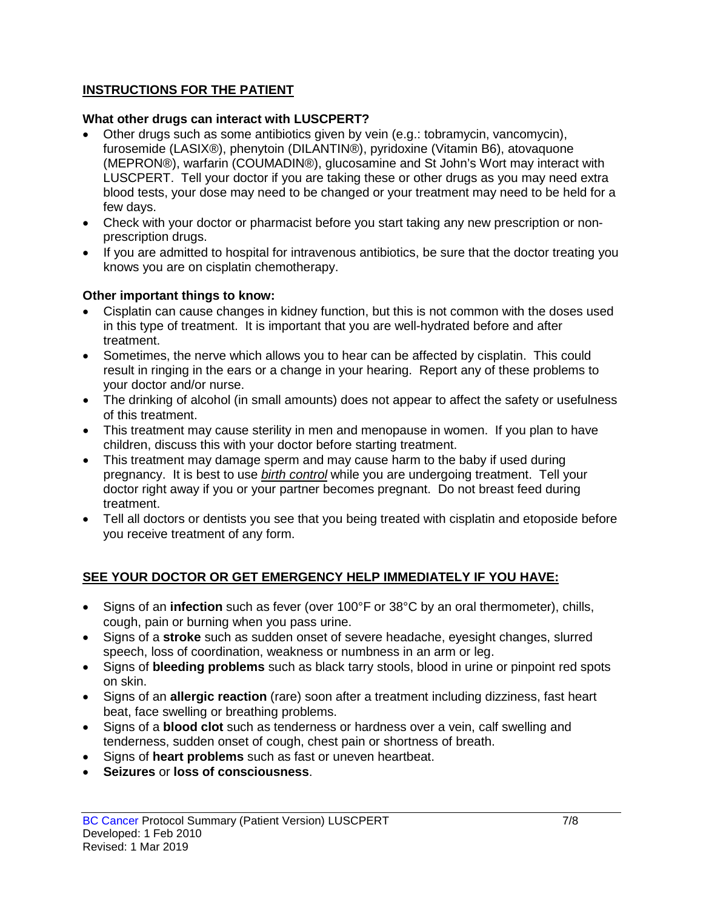## INSTRUCTIONS FOR THE PATIENT

### What other drugs can interact with LUSCPERT?

- Other drugs such as some antibiotics given by vein (e.g.: tobramycin, vancomycin), furosemide (LASIX®), phenytoin (DILANTIN®), pyridoxine (Vitamin B6), atovaquone (MEPRON®), warfarin (COUMADIN®), glucosamine and St John's Wort may interact with LUSCPERT. Tell your doctor if you are taking these or other drugs as you may need extra blood tests, your dose may need to be changed or your treatment may need to be held for a few days.
- Check with your doctor or pharmacist before you start taking any new prescription or non-prescription drugs.
- If you are admitted to hospital for intravenous antibiotics, be sure that the doctor treating you knows you are on cisplatin chemotherapy.

### Other important things to know:

- Cisplatin can cause changes in kidney function, but this is not common with the doses used in this type of treatment. It is important that you are well-hydrated before and after treatment.
- Sometimes, the nerve which allows you to hear can be affected by cisplatin. This could result in ringing in the ears or a change in your hearing. Report any of these problems to your doctor and/or nurse.
- The drinking of alcohol (in small amounts) does not appear to affect the safety or usefulness of this treatment.
- This treatment may cause sterility in men and menopause in women. If you plan to have children, discuss this with your doctor before starting treatment.
- This treatment may damage sperm and may cause harm to the baby if used during pregnancy. It is best to use *birth control* while you are undergoing treatment. Tell your doctor right away if you or your partner becomes pregnant. Do not breast feed during treatment.
- Tell all doctors or dentists you see that you being treated with cisplatin and etoposide before you receive treatment of any form.

## SEE YOUR DOCTOR OR GET EMERGENCY HELP IMMEDIATELY IF YOU HAVE:

- Signs of an **infection** such as fever (over 100°F or 38°C by an oral thermometer), chills, cough, pain or burning when you pass urine.
- Signs of a **stroke** such as sudden onset of severe headache, eyesight changes, slurred speech, loss of coordination, weakness or numbness in an arm or leg.
- Signs of **bleeding problems** such as black tarry stools, blood in urine or pinpoint red spots on skin.
- Signs of an **allergic reaction** (rare) soon after a treatment including dizziness, fast heart beat, face swelling or breathing problems.
- Signs of a **blood clot** such as tenderness or hardness over a vein, calf swelling and tenderness, sudden onset of cough, chest pain or shortness of breath.
- Signs of **heart problems** such as fast or uneven heartbeat.
- **Seizures** or **loss of consciousness**.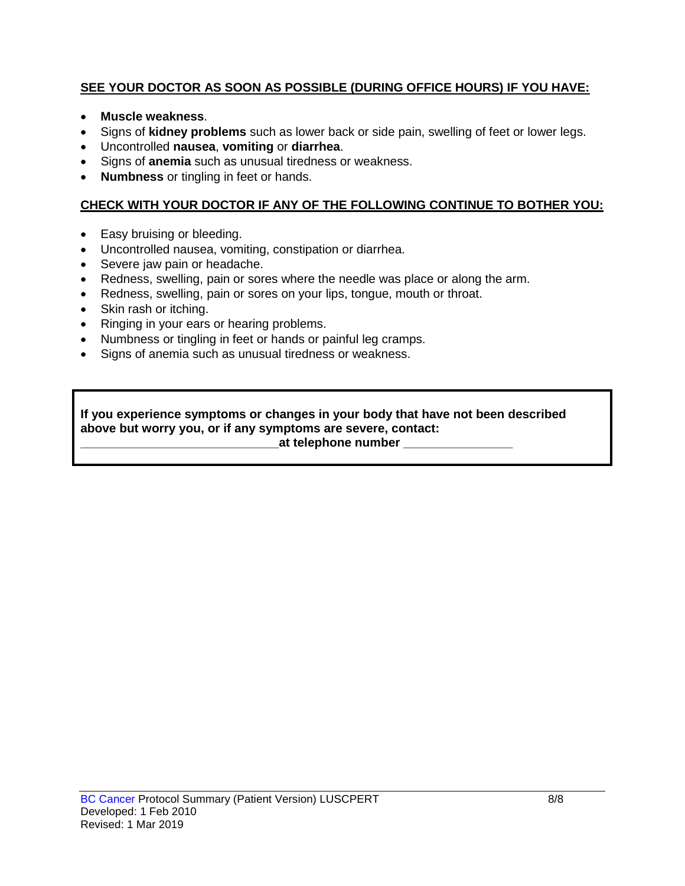**SEE YOUR DOCTOR AS SOON AS POSSIBLE (DURING OFFICE HOURS) IF YOU HAVE:**

- **Muscle weakness**.
- Signs of **kidney problems** such as lower back or side pain, swelling of feet or lower legs.
- Uncontrolled **nausea**, **vomiting** or **diarrhea**.
- Signs of **anemia** such as unusual tiredness or weakness.
- **Numbness** or tingling in feet or hands.

**CHECK WITH YOUR DOCTOR IF ANY OF THE FOLLOWING CONTINUE TO BOTHER YOU:**

- Easy bruising or bleeding.
- Uncontrolled nausea, vomiting, constipation or diarrhea.
- Severe jaw pain or headache.
- Redness, swelling, pain or sores where the needle was place or along the arm.
- Redness, swelling, pain or sores on your lips, tongue, mouth or throat.
- Skin rash or itching.
- Ringing in your ears or hearing problems.
- Numbness or tingling in feet or hands or painful leg cramps.
- Signs of anemia such as unusual tiredness or weakness.

**If you experience symptoms or changes in your body that have not been described above but worry you, or if any symptoms are severe, contact:**
**_____________________________at telephone number ________________**

BC Cancer Protocol Summary (Patient Version) LUSCPERT
Developed: 1 Feb 2010
Revised: 1 Mar 2019